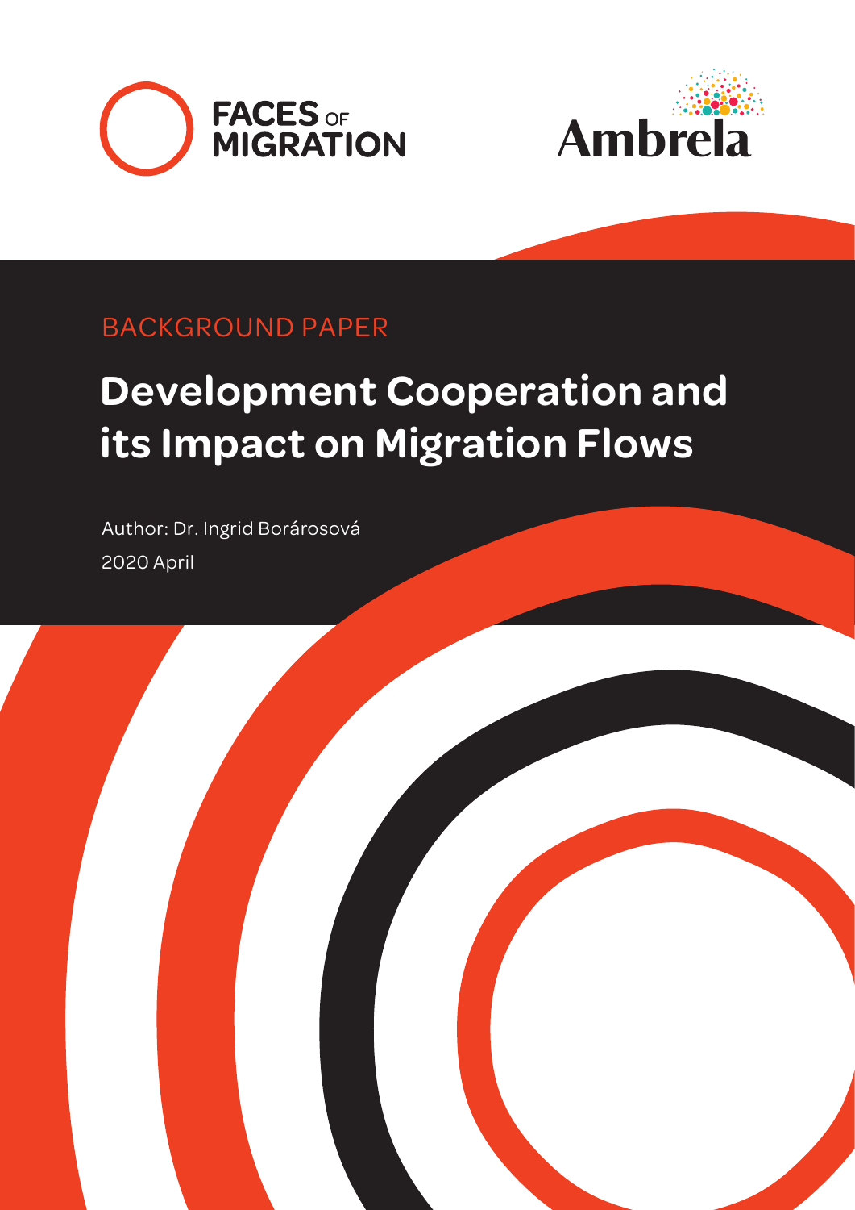FACES OF MIGRATION

Ambrela

BACKGROUND PAPER

# Development Cooperation and its Impact on Migration Flows

Author: Dr. Ingrid Borárosová

2020 April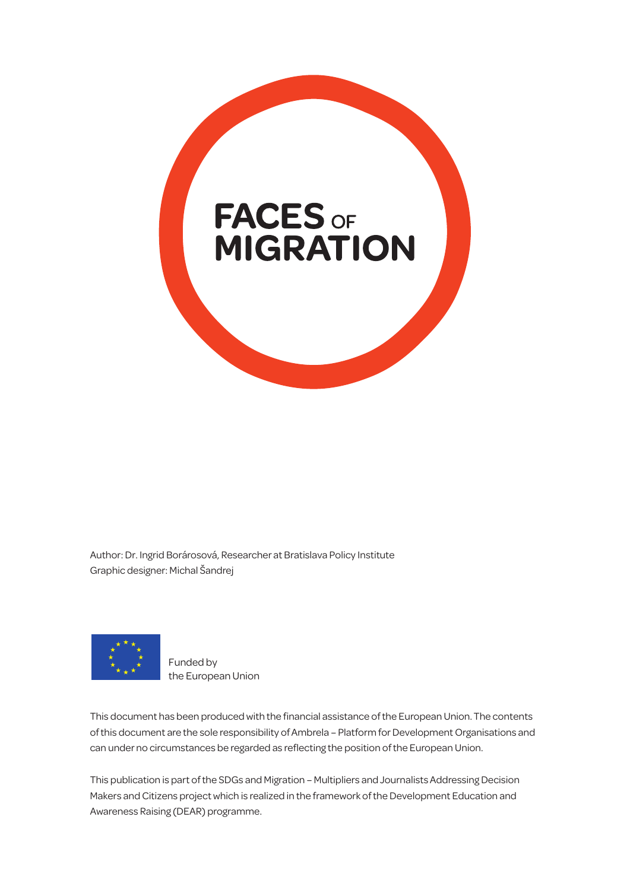# FACES OF MIGRATION

Author: Dr. Ingrid Borárosová, Researcher at Bratislava Policy Institute
Graphic designer: Michal Šandrej

Funded by
the European Union

This document has been produced with the financial assistance of the European Union. The contents of this document are the sole responsibility of Ambrela – Platform for Development Organisations and can under no circumstances be regarded as reflecting the position of the European Union.

This publication is part of the SDGs and Migration – Multipliers and Journalists Addressing Decision Makers and Citizens project which is realized in the framework of the Development Education and Awareness Raising (DEAR) programme.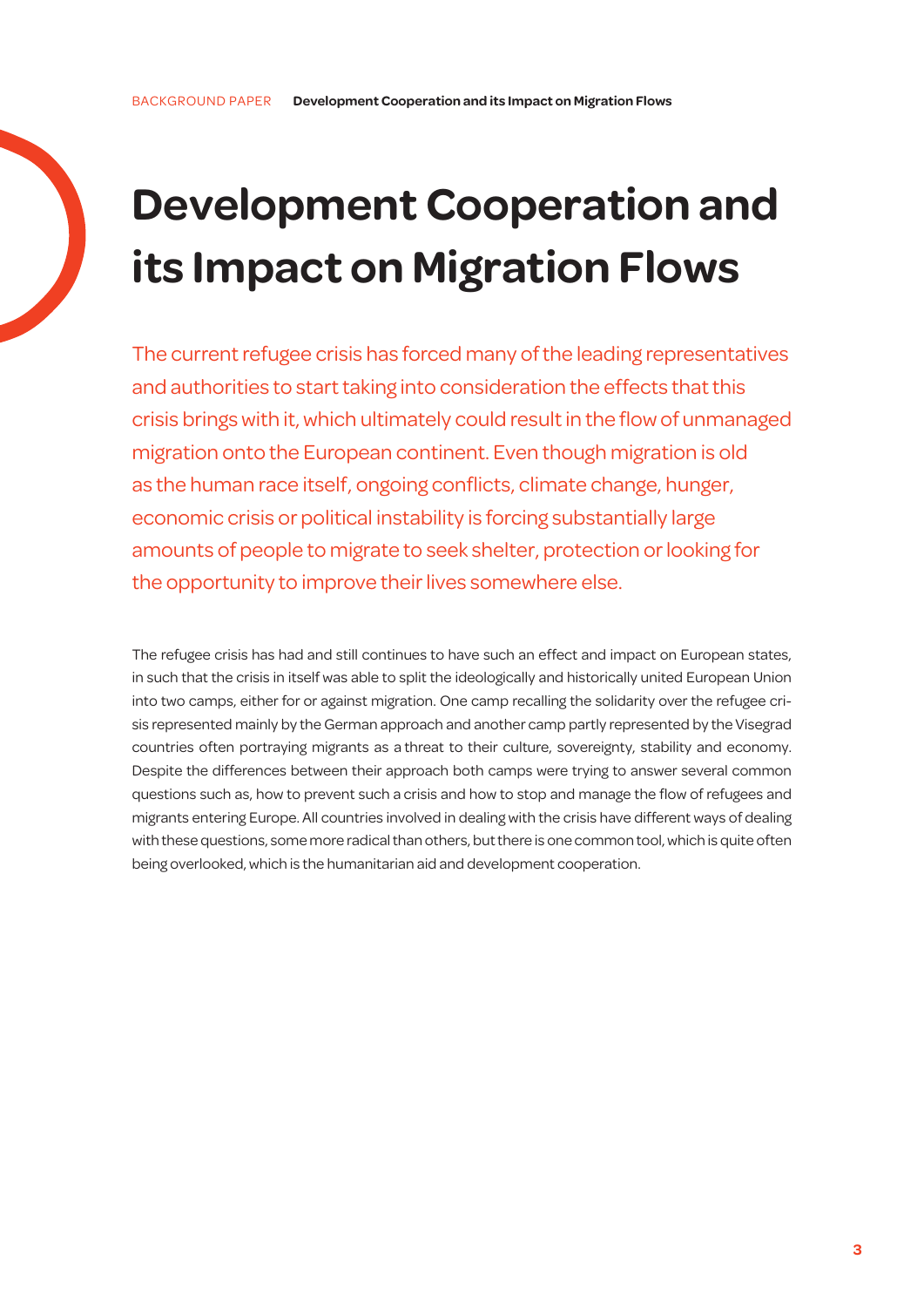# Development Cooperation and its Impact on Migration Flows

The current refugee crisis has forced many of the leading representatives and authorities to start taking into consideration the effects that this crisis brings with it, which ultimately could result in the flow of unmanaged migration onto the European continent. Even though migration is old as the human race itself, ongoing conflicts, climate change, hunger, economic crisis or political instability is forcing substantially large amounts of people to migrate to seek shelter, protection or looking for the opportunity to improve their lives somewhere else.

The refugee crisis has had and still continues to have such an effect and impact on European states, in such that the crisis in itself was able to split the ideologically and historically united European Union into two camps, either for or against migration. One camp recalling the solidarity over the refugee crisis represented mainly by the German approach and another camp partly represented by the Visegrad countries often portraying migrants as a threat to their culture, sovereignty, stability and economy. Despite the differences between their approach both camps were trying to answer several common questions such as, how to prevent such a crisis and how to stop and manage the flow of refugees and migrants entering Europe. All countries involved in dealing with the crisis have different ways of dealing with these questions, some more radical than others, but there is one common tool, which is quite often being overlooked, which is the humanitarian aid and development cooperation.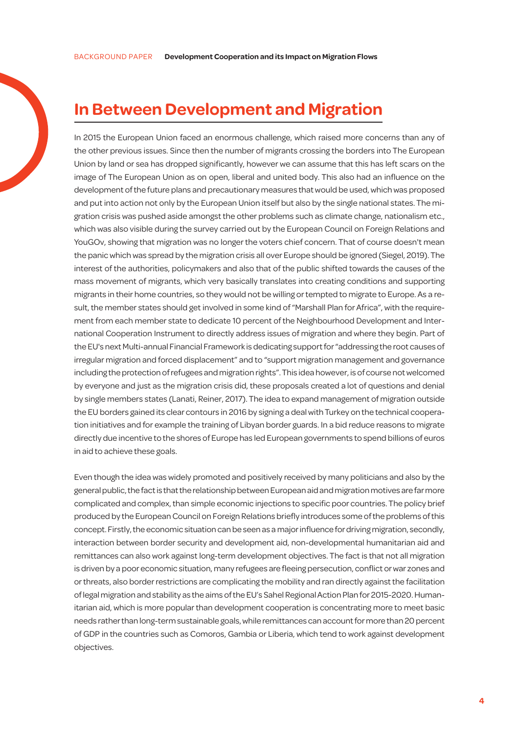# In Between Development and Migration

In 2015 the European Union faced an enormous challenge, which raised more concerns than any of the other previous issues. Since then the number of migrants crossing the borders into The European Union by land or sea has dropped significantly, however we can assume that this has left scars on the image of The European Union as on open, liberal and united body. This also had an influence on the development of the future plans and precautionary measures that would be used, which was proposed and put into action not only by the European Union itself but also by the single national states. The migration crisis was pushed aside amongst the other problems such as climate change, nationalism etc., which was also visible during the survey carried out by the European Council on Foreign Relations and YouGOv, showing that migration was no longer the voters chief concern. That of course doesn't mean the panic which was spread by the migration crisis all over Europe should be ignored (Siegel, 2019). The interest of the authorities, policymakers and also that of the public shifted towards the causes of the mass movement of migrants, which very basically translates into creating conditions and supporting migrants in their home countries, so they would not be willing or tempted to migrate to Europe. As a result, the member states should get involved in some kind of "Marshall Plan for Africa", with the requirement from each member state to dedicate 10 percent of the Neighbourhood Development and International Cooperation Instrument to directly address issues of migration and where they begin. Part of the EU's next Multi-annual Financial Framework is dedicating support for "addressing the root causes of irregular migration and forced displacement" and to "support migration management and governance including the protection of refugees and migration rights". This idea however, is of course not welcomed by everyone and just as the migration crisis did, these proposals created a lot of questions and denial by single members states (Lanati, Reiner, 2017). The idea to expand management of migration outside the EU borders gained its clear contours in 2016 by signing a deal with Turkey on the technical cooperation initiatives and for example the training of Libyan border guards. In a bid reduce reasons to migrate directly due incentive to the shores of Europe has led European governments to spend billions of euros in aid to achieve these goals.

Even though the idea was widely promoted and positively received by many politicians and also by the general public, the fact is that the relationship between European aid and migration motives are far more complicated and complex, than simple economic injections to specific poor countries. The policy brief produced by the European Council on Foreign Relations briefly introduces some of the problems of this concept. Firstly, the economic situation can be seen as a major influence for driving migration, secondly, interaction between border security and development aid, non-developmental humanitarian aid and remittances can also work against long-term development objectives. The fact is that not all migration is driven by a poor economic situation, many refugees are fleeing persecution, conflict or war zones and or threats, also border restrictions are complicating the mobility and ran directly against the facilitation of legal migration and stability as the aims of the EU's Sahel Regional Action Plan for 2015-2020. Humanitarian aid, which is more popular than development cooperation is concentrating more to meet basic needs rather than long-term sustainable goals, while remittances can account for more than 20 percent of GDP in the countries such as Comoros, Gambia or Liberia, which tend to work against development objectives.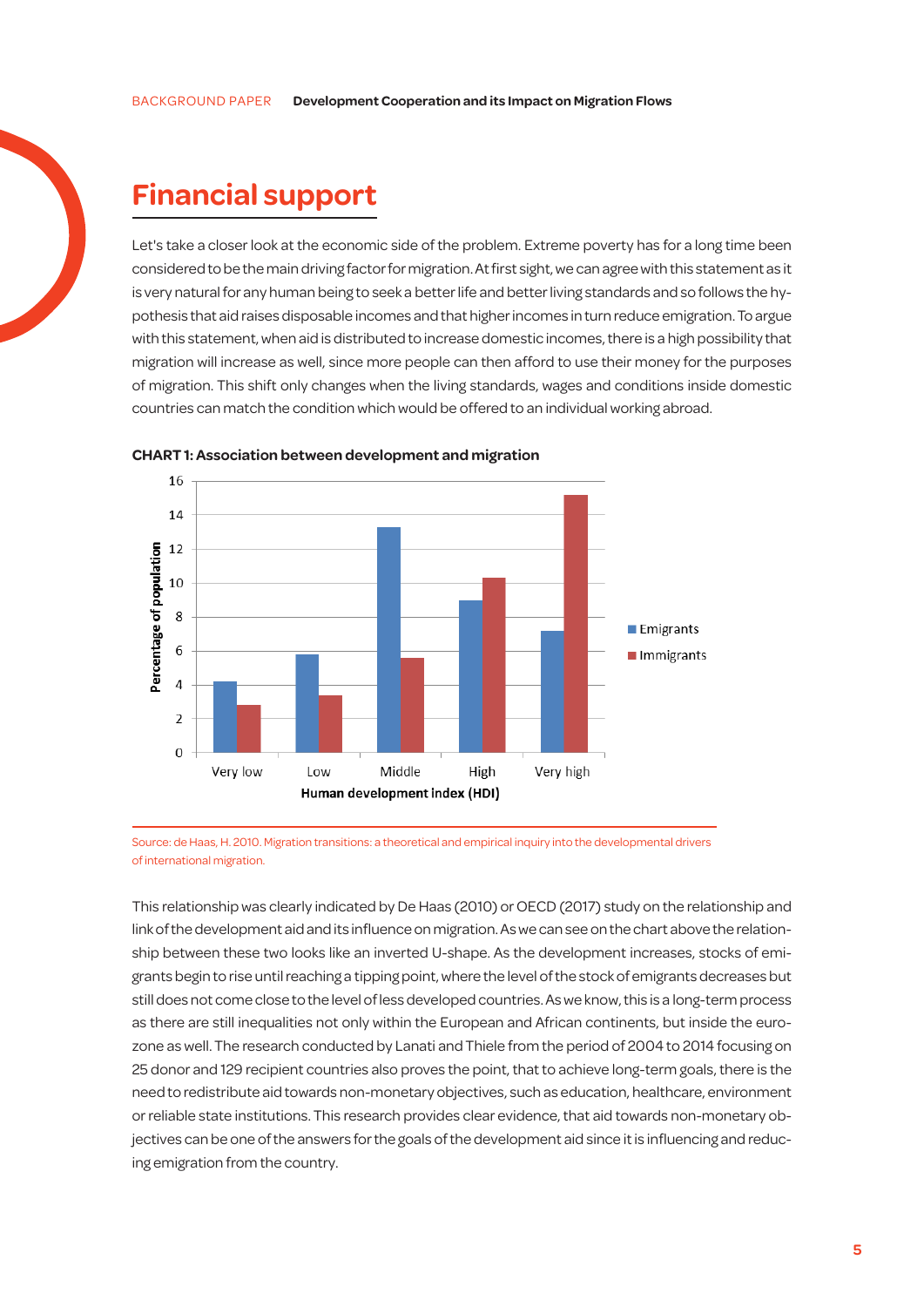## Financial support

Let's take a closer look at the economic side of the problem. Extreme poverty has for a long time been considered to be the main driving factor for migration. At first sight, we can agree with this statement as it is very natural for any human being to seek a better life and better living standards and so follows the hypothesis that aid raises disposable incomes and that higher incomes in turn reduce emigration. To argue with this statement, when aid is distributed to increase domestic incomes, there is a high possibility that migration will increase as well, since more people can then afford to use their money for the purposes of migration. This shift only changes when the living standards, wages and conditions inside domestic countries can match the condition which would be offered to an individual working abroad.

**CHART 1: Association between development and migration**

Source: de Haas, H. 2010. Migration transitions: a theoretical and empirical inquiry into the developmental drivers of international migration.

This relationship was clearly indicated by De Haas (2010) or OECD (2017) study on the relationship and link of the development aid and its influence on migration. As we can see on the chart above the relationship between these two looks like an inverted U-shape. As the development increases, stocks of emigrants begin to rise until reaching a tipping point, where the level of the stock of emigrants decreases but still does not come close to the level of less developed countries. As we know, this is a long-term process as there are still inequalities not only within the European and African continents, but inside the eurozone as well. The research conducted by Lanati and Thiele from the period of 2004 to 2014 focusing on 25 donor and 129 recipient countries also proves the point, that to achieve long-term goals, there is the need to redistribute aid towards non-monetary objectives, such as education, healthcare, environment or reliable state institutions. This research provides clear evidence, that aid towards non-monetary objectives can be one of the answers for the goals of the development aid since it is influencing and reducing emigration from the country.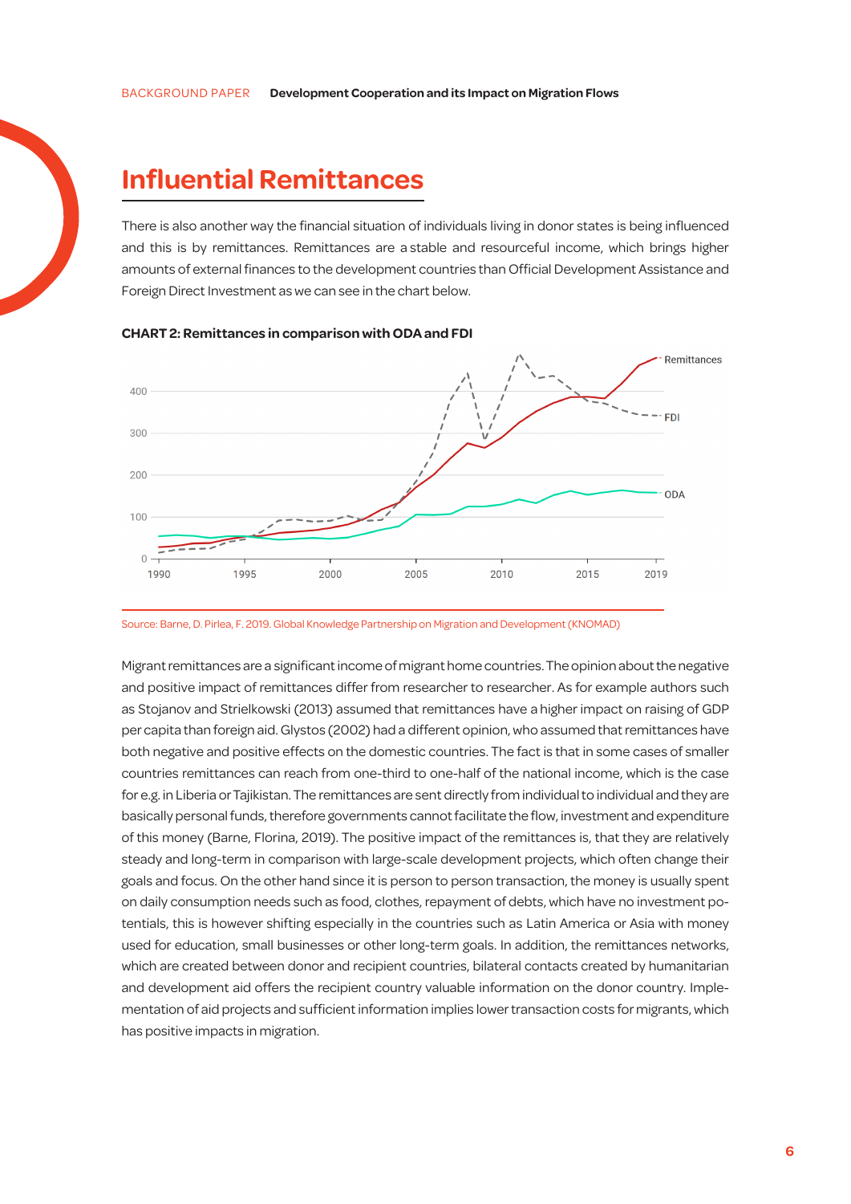# Influential Remittances

There is also another way the financial situation of individuals living in donor states is being influenced and this is by remittances. Remittances are a stable and resourceful income, which brings higher amounts of external finances to the development countries than Official Development Assistance and Foreign Direct Investment as we can see in the chart below.

**CHART 2: Remittances in comparison with ODA and FDI**

Source: Barne, D. Pirlea, F. 2019. Global Knowledge Partnership on Migration and Development (KNOMAD)

Migrant remittances are a significant income of migrant home countries. The opinion about the negative and positive impact of remittances differ from researcher to researcher. As for example authors such as Stojanov and Strielkowski (2013) assumed that remittances have a higher impact on raising of GDP per capita than foreign aid. Glystos (2002) had a different opinion, who assumed that remittances have both negative and positive effects on the domestic countries. The fact is that in some cases of smaller countries remittances can reach from one-third to one-half of the national income, which is the case for e.g. in Liberia or Tajikistan. The remittances are sent directly from individual to individual and they are basically personal funds, therefore governments cannot facilitate the flow, investment and expenditure of this money (Barne, Florina, 2019). The positive impact of the remittances is, that they are relatively steady and long-term in comparison with large-scale development projects, which often change their goals and focus. On the other hand since it is person to person transaction, the money is usually spent on daily consumption needs such as food, clothes, repayment of debts, which have no investment potentials, this is however shifting especially in the countries such as Latin America or Asia with money used for education, small businesses or other long-term goals. In addition, the remittances networks, which are created between donor and recipient countries, bilateral contacts created by humanitarian and development aid offers the recipient country valuable information on the donor country. Implementation of aid projects and sufficient information implies lower transaction costs for migrants, which has positive impacts in migration.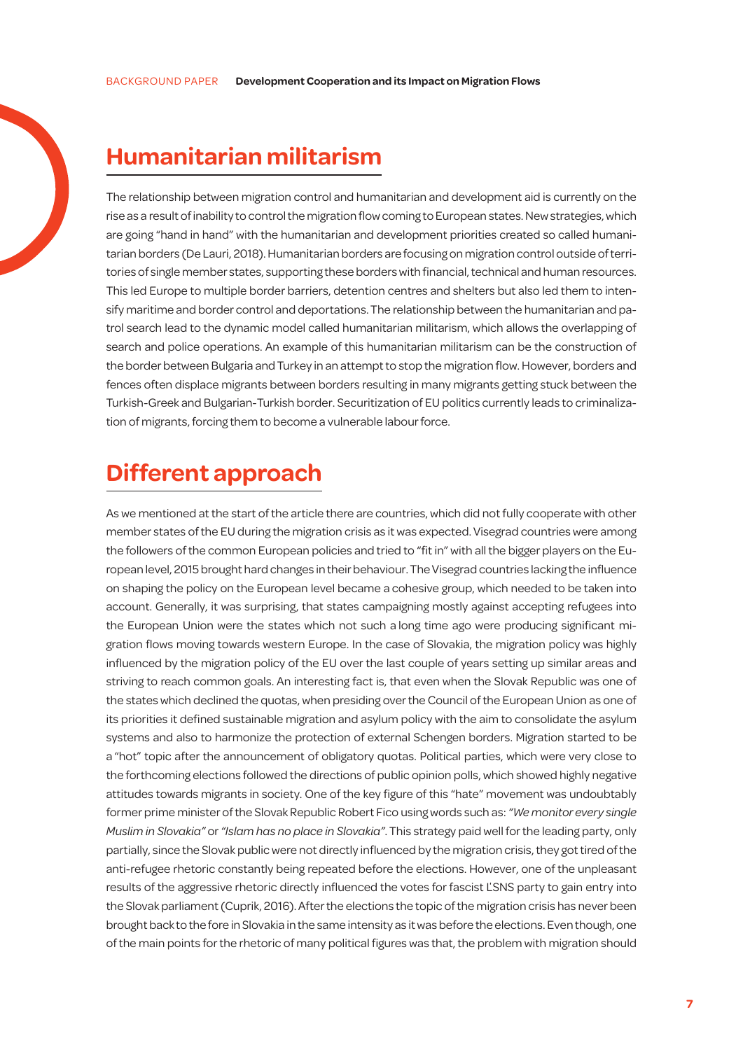## Humanitarian militarism

The relationship between migration control and humanitarian and development aid is currently on the rise as a result of inability to control the migration flow coming to European states. New strategies, which are going "hand in hand" with the humanitarian and development priorities created so called humanitarian borders (De Lauri, 2018). Humanitarian borders are focusing on migration control outside of territories of single member states, supporting these borders with financial, technical and human resources. This led Europe to multiple border barriers, detention centres and shelters but also led them to intensify maritime and border control and deportations. The relationship between the humanitarian and patrol search lead to the dynamic model called humanitarian militarism, which allows the overlapping of search and police operations. An example of this humanitarian militarism can be the construction of the border between Bulgaria and Turkey in an attempt to stop the migration flow. However, borders and fences often displace migrants between borders resulting in many migrants getting stuck between the Turkish-Greek and Bulgarian-Turkish border. Securitization of EU politics currently leads to criminalization of migrants, forcing them to become a vulnerable labour force.

## Different approach

As we mentioned at the start of the article there are countries, which did not fully cooperate with other member states of the EU during the migration crisis as it was expected. Visegrad countries were among the followers of the common European policies and tried to "fit in" with all the bigger players on the European level, 2015 brought hard changes in their behaviour. The Visegrad countries lacking the influence on shaping the policy on the European level became a cohesive group, which needed to be taken into account. Generally, it was surprising, that states campaigning mostly against accepting refugees into the European Union were the states which not such a long time ago were producing significant migration flows moving towards western Europe. In the case of Slovakia, the migration policy was highly influenced by the migration policy of the EU over the last couple of years setting up similar areas and striving to reach common goals. An interesting fact is, that even when the Slovak Republic was one of the states which declined the quotas, when presiding over the Council of the European Union as one of its priorities it defined sustainable migration and asylum policy with the aim to consolidate the asylum systems and also to harmonize the protection of external Schengen borders. Migration started to be a "hot" topic after the announcement of obligatory quotas. Political parties, which were very close to the forthcoming elections followed the directions of public opinion polls, which showed highly negative attitudes towards migrants in society. One of the key figure of this "hate" movement was undoubtably former prime minister of the Slovak Republic Robert Fico using words such as: *"We monitor every single Muslim in Slovakia"* or *"Islam has no place in Slovakia"*. This strategy paid well for the leading party, only partially, since the Slovak public were not directly influenced by the migration crisis, they got tired of the anti-refugee rhetoric constantly being repeated before the elections. However, one of the unpleasant results of the aggressive rhetoric directly influenced the votes for fascist ĽSNS party to gain entry into the Slovak parliament (Cuprik, 2016). After the elections the topic of the migration crisis has never been brought back to the fore in Slovakia in the same intensity as it was before the elections. Even though, one of the main points for the rhetoric of many political figures was that, the problem with migration should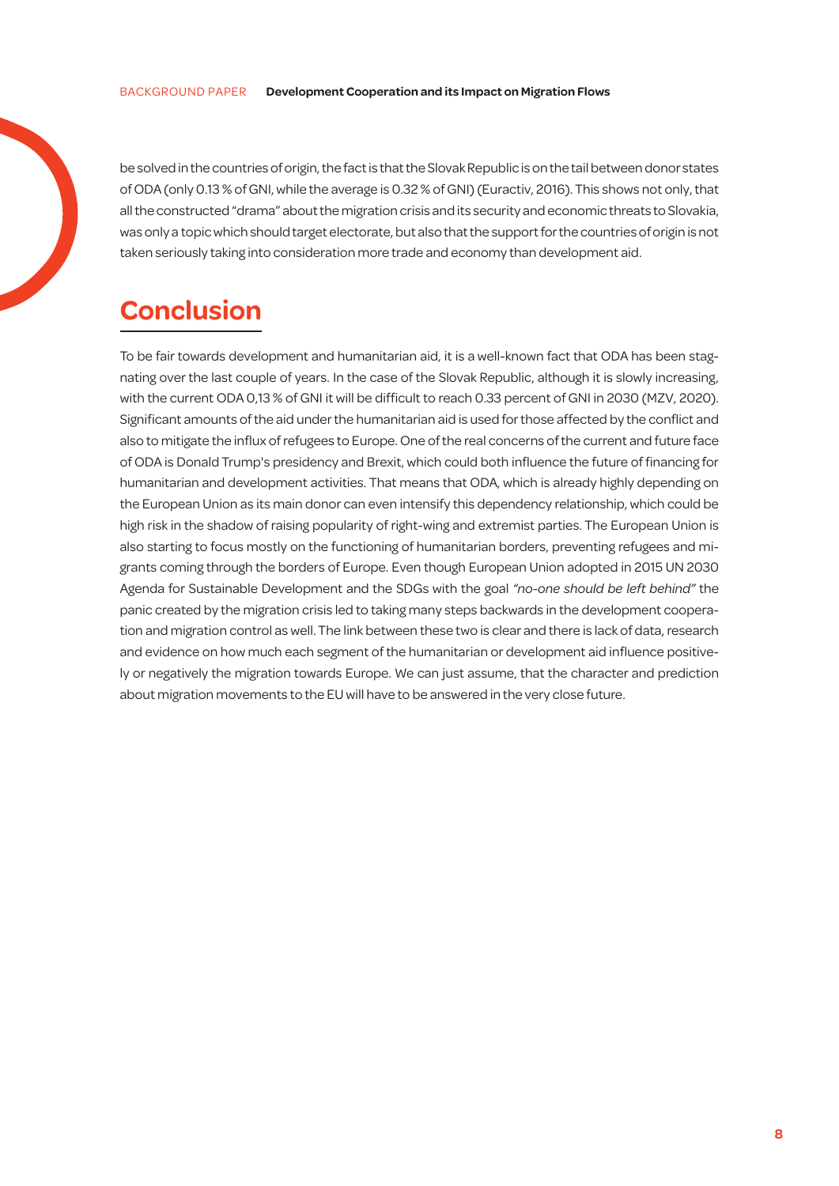be solved in the countries of origin, the fact is that the Slovak Republic is on the tail between donor states of ODA (only 0.13 % of GNI, while the average is 0.32 % of GNI) (Euractiv, 2016). This shows not only, that all the constructed "drama" about the migration crisis and its security and economic threats to Slovakia, was only a topic which should target electorate, but also that the support for the countries of origin is not taken seriously taking into consideration more trade and economy than development aid.

## Conclusion

To be fair towards development and humanitarian aid, it is a well-known fact that ODA has been stagnating over the last couple of years. In the case of the Slovak Republic, although it is slowly increasing, with the current ODA 0,13 % of GNI it will be difficult to reach 0.33 percent of GNI in 2030 (MZV, 2020). Significant amounts of the aid under the humanitarian aid is used for those affected by the conflict and also to mitigate the influx of refugees to Europe. One of the real concerns of the current and future face of ODA is Donald Trump's presidency and Brexit, which could both influence the future of financing for humanitarian and development activities. That means that ODA, which is already highly depending on the European Union as its main donor can even intensify this dependency relationship, which could be high risk in the shadow of raising popularity of right-wing and extremist parties. The European Union is also starting to focus mostly on the functioning of humanitarian borders, preventing refugees and migrants coming through the borders of Europe. Even though European Union adopted in 2015 UN 2030 Agenda for Sustainable Development and the SDGs with the goal *"no-one should be left behind"* the panic created by the migration crisis led to taking many steps backwards in the development cooperation and migration control as well. The link between these two is clear and there is lack of data, research and evidence on how much each segment of the humanitarian or development aid influence positively or negatively the migration towards Europe. We can just assume, that the character and prediction about migration movements to the EU will have to be answered in the very close future.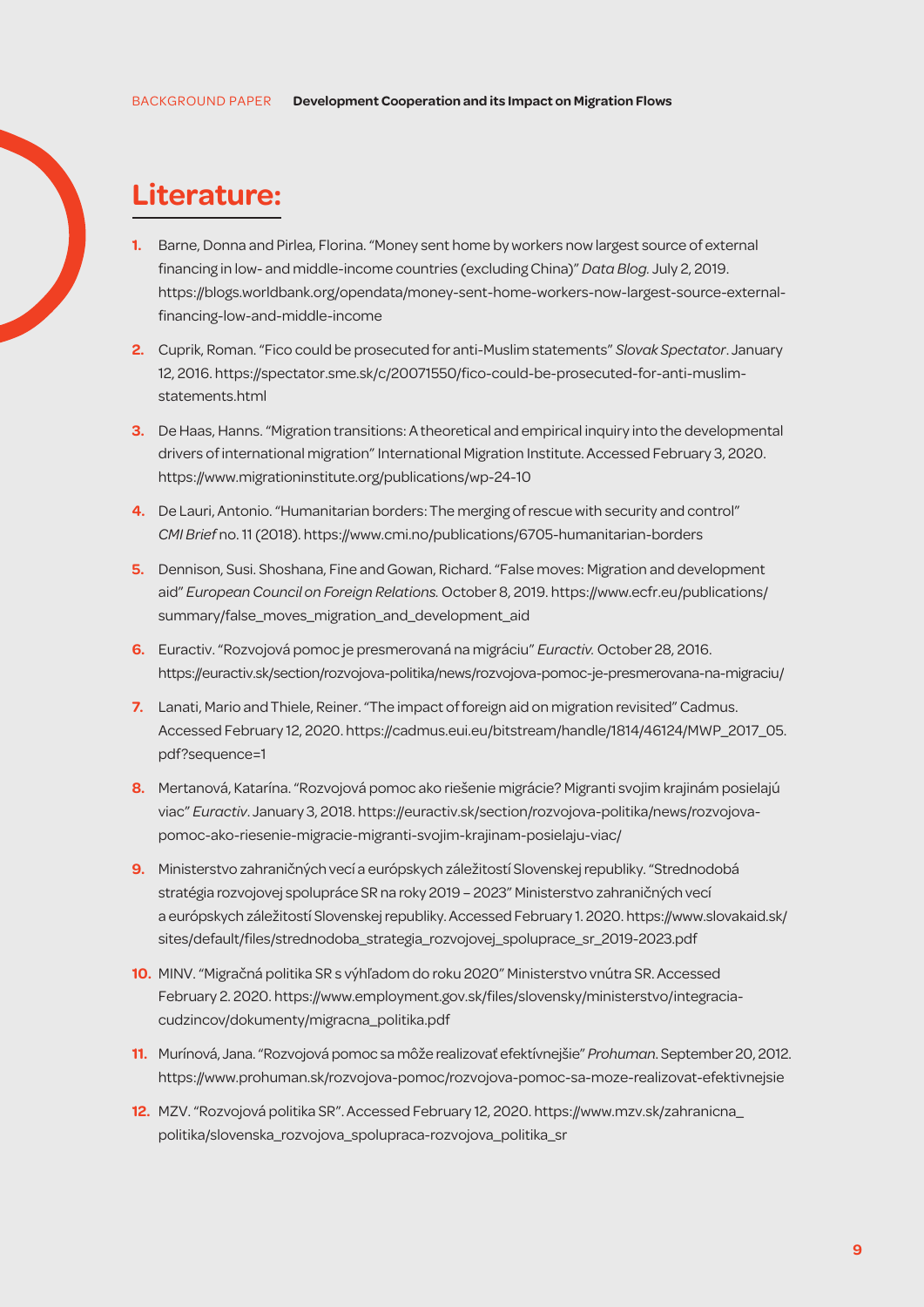# Literature:

1. Barne, Donna and Pirlea, Florina. "Money sent home by workers now largest source of external financing in low- and middle-income countries (excluding China)" *Data Blog.* July 2, 2019. https://blogs.worldbank.org/opendata/money-sent-home-workers-now-largest-source-external-financing-low-and-middle-income
2. Cuprik, Roman. "Fico could be prosecuted for anti-Muslim statements" *Slovak Spectator*. January 12, 2016. https://spectator.sme.sk/c/20071550/fico-could-be-prosecuted-for-anti-muslim-statements.html
3. De Haas, Hanns. "Migration transitions: A theoretical and empirical inquiry into the developmental drivers of international migration" International Migration Institute. Accessed February 3, 2020. https://www.migrationinstitute.org/publications/wp-24-10
4. De Lauri, Antonio. "Humanitarian borders: The merging of rescue with security and control" *CMI Brief* no. 11 (2018). https://www.cmi.no/publications/6705-humanitarian-borders
5. Dennison, Susi. Shoshana, Fine and Gowan, Richard. "False moves: Migration and development aid" *European Council on Foreign Relations.* October 8, 2019. https://www.ecfr.eu/publications/summary/false_moves_migration_and_development_aid
6. Euractiv. "Rozvojová pomoc je presmerovaná na migráciu" *Euractiv.* October 28, 2016. https://euractiv.sk/section/rozvojova-politika/news/rozvojova-pomoc-je-presmerovana-na-migraciu/
7. Lanati, Mario and Thiele, Reiner. "The impact of foreign aid on migration revisited" Cadmus. Accessed February 12, 2020. https://cadmus.eui.eu/bitstream/handle/1814/46124/MWP_2017_05.pdf?sequence=1
8. Mertanová, Katarína. "Rozvojová pomoc ako riešenie migrácie? Migranti svojim krajinám posielajú viac" *Euractiv*. January 3, 2018. https://euractiv.sk/section/rozvojova-politika/news/rozvojova-pomoc-ako-riesenie-migracie-migranti-svojim-krajinam-posielaju-viac/
9. Ministerstvo zahraničných vecí a európskych záležitostí Slovenskej republiky. "Strednodobá stratégia rozvojovej spolupráce SR na roky 2019 – 2023" Ministerstvo zahraničných vecí a európskych záležitostí Slovenskej republiky. Accessed February 1. 2020. https://www.slovakaid.sk/sites/default/files/strednodoba_strategia_rozvojovej_spoluprace_sr_2019-2023.pdf
10. MINV. "Migračná politika SR s výhľadom do roku 2020" Ministerstvo vnútra SR. Accessed February 2. 2020. https://www.employment.gov.sk/files/slovensky/ministerstvo/integracia-cudzincov/dokumenty/migracna_politika.pdf
11. Murínová, Jana. "Rozvojová pomoc sa môže realizovať efektívnejšie" *Prohuman*. September 20, 2012. https://www.prohuman.sk/rozvojova-pomoc/rozvojova-pomoc-sa-moze-realizovat-efektivnejsie
12. MZV. "Rozvojová politika SR". Accessed February 12, 2020. https://www.mzv.sk/zahranicna_politika/slovenska_rozvojova_spolupraca-rozvojova_politika_sr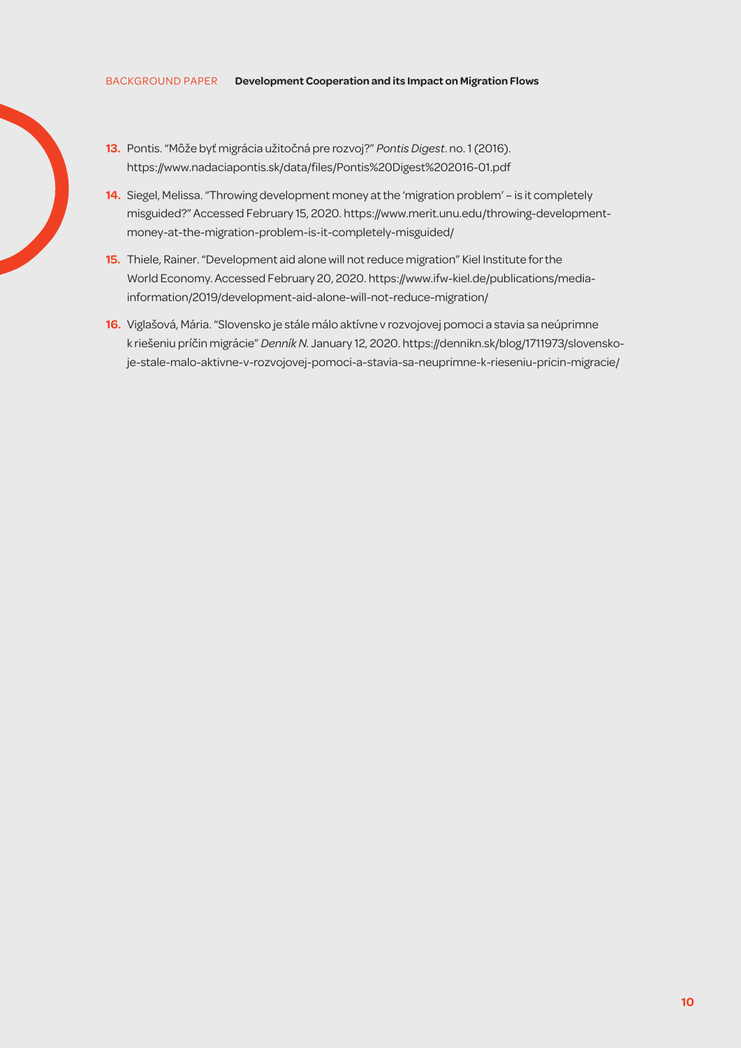13. Pontis. "Môže byť migrácia užitočná pre rozvoj?" *Pontis Digest*. no. 1 (2016). https://www.nadaciapontis.sk/data/files/Pontis%20Digest%202016-01.pdf

14. Siegel, Melissa. "Throwing development money at the 'migration problem' – is it completely misguided?" Accessed February 15, 2020. https://www.merit.unu.edu/throwing-development-money-at-the-migration-problem-is-it-completely-misguided/

15. Thiele, Rainer. "Development aid alone will not reduce migration" Kiel Institute for the World Economy. Accessed February 20, 2020. https://www.ifw-kiel.de/publications/media-information/2019/development-aid-alone-will-not-reduce-migration/

16. Viglašová, Mária. "Slovensko je stále málo aktívne v rozvojovej pomoci a stavia sa neúprimne k riešeniu príčin migrácie" *Denník N.* January 12, 2020. https://dennikn.sk/blog/1711973/slovensko-je-stale-malo-aktivne-v-rozvojovej-pomoci-a-stavia-sa-neuprimne-k-rieseniu-pricin-migracie/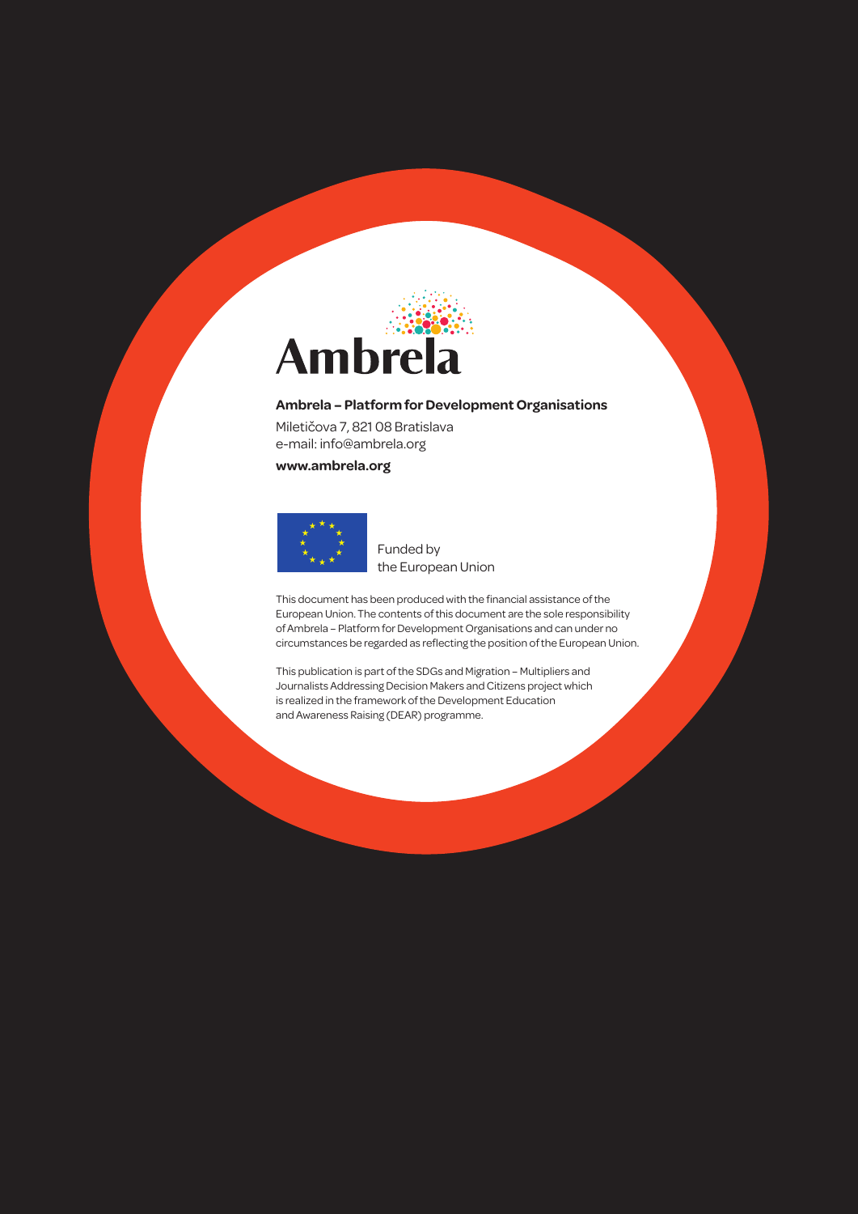Ambrela

**Ambrela – Platform for Development Organisations**

Miletičova 7, 821 08 Bratislava
e-mail: info@ambrela.org

**www.ambrela.org**

Funded by
the European Union

This document has been produced with the financial assistance of the European Union. The contents of this document are the sole responsibility of Ambrela – Platform for Development Organisations and can under no circumstances be regarded as reflecting the position of the European Union.

This publication is part of the SDGs and Migration – Multipliers and Journalists Addressing Decision Makers and Citizens project which is realized in the framework of the Development Education and Awareness Raising (DEAR) programme.